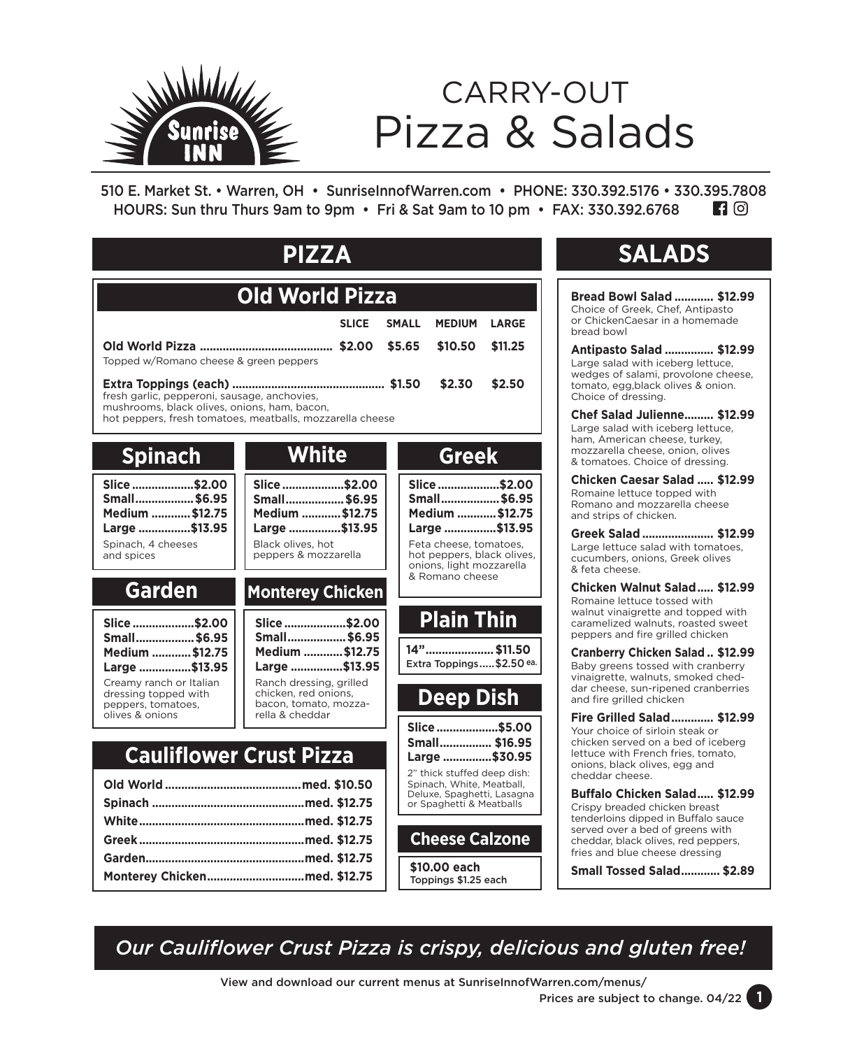# CARRY-OUT Pizza & Salads

Sunrise INN

510 E. Market St. • Warren, OH • SunriseInnofWarren.com • PHONE: 330.392.5176 • 330.395.7808
HOURS: Sun thru Thurs 9am to 9pm • Fri & Sat 9am to 10 pm • FAX: 330.392.6768

## PIZZA

### Old World Pizza

| | SLICE | SMALL | MEDIUM | LARGE |
|---|---|---|---|---|
| **Old World Pizza** — Topped w/Romano cheese & green peppers | $2.00 | $5.65 | $10.50 | $11.25 |
| **Extra Toppings (each)** — fresh garlic, pepperoni, sausage, anchovies, mushrooms, black olives, onions, ham, bacon, hot peppers, fresh tomatoes, meatballs, mozzarella cheese | | $1.50 | $2.30 | $2.50 |

### Spinach

**Slice** $2.00
**Small** $6.95
**Medium** $12.75
**Large** $13.95

Spinach, 4 cheeses and spices

### White

**Slice** $2.00
**Small** $6.95
**Medium** $12.75
**Large** $13.95

Black olives, hot peppers & mozzarella

### Greek

**Slice** $2.00
**Small** $6.95
**Medium** $12.75
**Large** $13.95

Feta cheese, tomatoes, hot peppers, black olives, onions, light mozzarella & Romano cheese

### Garden

**Slice** $2.00
**Small** $6.95
**Medium** $12.75
**Large** $13.95

Creamy ranch or Italian dressing topped with peppers, tomatoes, olives & onions

### Monterey Chicken

**Slice** $2.00
**Small** $6.95
**Medium** $12.75
**Large** $13.95

Ranch dressing, grilled chicken, red onions, bacon, tomato, mozzarella & cheddar

### Plain Thin

**14"** $11.50
Extra Toppings $2.50 ea.

### Deep Dish

**Slice** $5.00
**Small** $16.95
**Large** $30.95

2" thick stuffed deep dish: Spinach, White, Meatball, Deluxe, Spaghetti, Lasagna or Spaghetti & Meatballs

### Cauliflower Crust Pizza

**Old World** med. $10.50
**Spinach** med. $12.75
**White** med. $12.75
**Greek** med. $12.75
**Garden** med. $12.75
**Monterey Chicken** med. $12.75

### Cheese Calzone

**$10.00 each**
Toppings $1.25 each

## SALADS

**Bread Bowl Salad** $12.99
Choice of Greek, Chef, Antipasto or ChickenCaesar in a homemade bread bowl

**Antipasto Salad** $12.99
Large salad with iceberg lettuce, wedges of salami, provolone cheese, tomato, egg,black olives & onion. Choice of dressing.

**Chef Salad Julienne** $12.99
Large salad with iceberg lettuce, ham, American cheese, turkey, mozzarella cheese, onion, olives & tomatoes. Choice of dressing.

**Chicken Caesar Salad** $12.99
Romaine lettuce topped with Romano and mozzarella cheese and strips of chicken.

**Greek Salad** $12.99
Large lettuce salad with tomatoes, cucumbers, onions, Greek olives & feta cheese.

**Chicken Walnut Salad** $12.99
Romaine lettuce tossed with walnut vinaigrette and topped with caramelized walnuts, roasted sweet peppers and fire grilled chicken

**Cranberry Chicken Salad** $12.99
Baby greens tossed with cranberry vinaigrette, walnuts, smoked cheddar cheese, sun-ripened cranberries and fire grilled chicken

**Fire Grilled Salad** $12.99
Your choice of sirloin steak or chicken served on a bed of iceberg lettuce with French fries, tomato, onions, black olives, egg and cheddar cheese.

**Buffalo Chicken Salad** $12.99
Crispy breaded chicken breast tenderloins dipped in Buffalo sauce served over a bed of greens with cheddar, black olives, red peppers, fries and blue cheese dressing

**Small Tossed Salad** $2.89

*Our Cauliflower Crust Pizza is crispy, delicious and gluten free!*

View and download our current menus at SunriseInnofWarren.com/menus/

Prices are subject to change. 04/22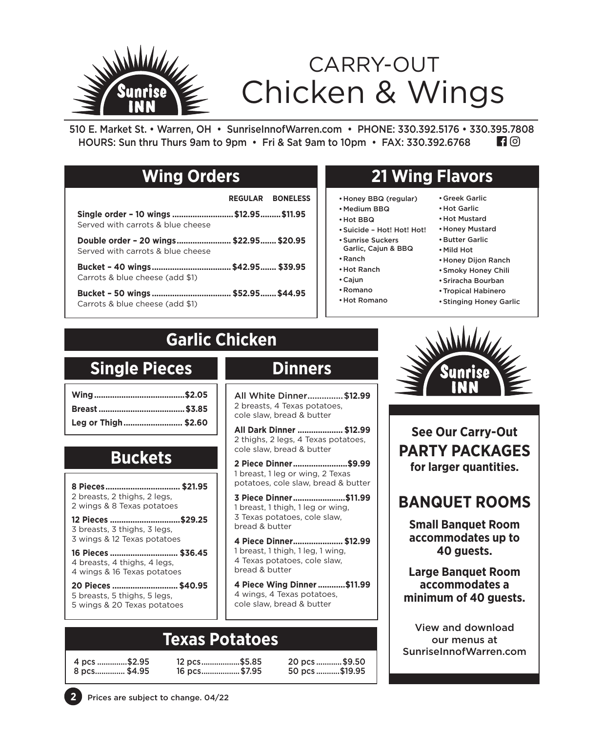# CARRY-OUT Chicken & Wings

Sunrise INN

510 E. Market St. • Warren, OH • SunriseInnofWarren.com • PHONE: 330.392.5176 • 330.395.7808
HOURS: Sun thru Thurs 9am to 9pm • Fri & Sat 9am to 10pm • FAX: 330.392.6768

## Wing Orders

| | REGULAR | BONELESS |
|---|---|---|
| **Single order – 10 wings** Served with carrots & blue cheese | $12.95 | $11.95 |
| **Double order – 20 wings** Served with carrots & blue cheese | $22.95 | $20.95 |
| **Bucket – 40 wings** Carrots & blue cheese (add $1) | $42.95 | $39.95 |
| **Bucket – 50 wings** Carrots & blue cheese (add $1) | $52.95 | $44.95 |

## 21 Wing Flavors

- Honey BBQ (regular)
- Medium BBQ
- Hot BBQ
- Suicide – Hot! Hot! Hot!
- Sunrise Suckers Garlic, Cajun & BBQ
- Ranch
- Hot Ranch
- Cajun
- Romano
- Hot Romano
- Greek Garlic
- Hot Garlic
- Hot Mustard
- Honey Mustard
- Butter Garlic
- Mild Hot
- Honey Dijon Ranch
- Smoky Honey Chili
- Sriracha Bourban
- Tropical Habinero
- Stinging Honey Garlic

## Garlic Chicken

### Single Pieces

| | |
|---|---|
| **Wing** | $2.05 |
| **Breast** | $3.85 |
| **Leg or Thigh** | $2.60 |

### Buckets

**8 Pieces** ... $21.95
2 breasts, 2 thighs, 2 legs, 2 wings & 8 Texas potatoes

**12 Pieces** ... $29.25
3 breasts, 3 thighs, 3 legs, 3 wings & 12 Texas potatoes

**16 Pieces** ... $36.45
4 breasts, 4 thighs, 4 legs, 4 wings & 16 Texas potatoes

**20 Pieces** ... $40.95
5 breasts, 5 thighs, 5 legs, 5 wings & 20 Texas potatoes

### Dinners

All White Dinner ... $12.99
2 breasts, 4 Texas potatoes, cole slaw, bread & butter

**All Dark Dinner** ... $12.99
2 thighs, 2 legs, 4 Texas potatoes, cole slaw, bread & butter

**2 Piece Dinner** ... $9.99
1 breast, 1 leg or wing, 2 Texas potatoes, cole slaw, bread & butter

**3 Piece Dinner** ... $11.99
1 breast, 1 thigh, 1 leg or wing, 3 Texas potatoes, cole slaw, bread & butter

**4 Piece Dinner** ... $12.99
1 breast, 1 thigh, 1 leg, 1 wing, 4 Texas potatoes, cole slaw, bread & butter

**4 Piece Wing Dinner** ... $11.99
4 wings, 4 Texas potatoes, cole slaw, bread & butter

## Texas Potatoes

| | | |
|---|---|---|
| 4 pcs ... $2.95 | 12 pcs ... $5.85 | 20 pcs ... $9.50 |
| 8 pcs ... $4.95 | 16 pcs ... $7.95 | 50 pcs ... $19.95 |

Sunrise INN

**See Our Carry-Out**
**PARTY PACKAGES**
**for larger quantities.**

**BANQUET ROOMS**

**Small Banquet Room accommodates up to 40 guests.**

**Large Banquet Room accommodates a minimum of 40 guests.**

View and download our menus at SunriseInnofWarren.com

Prices are subject to change. 04/22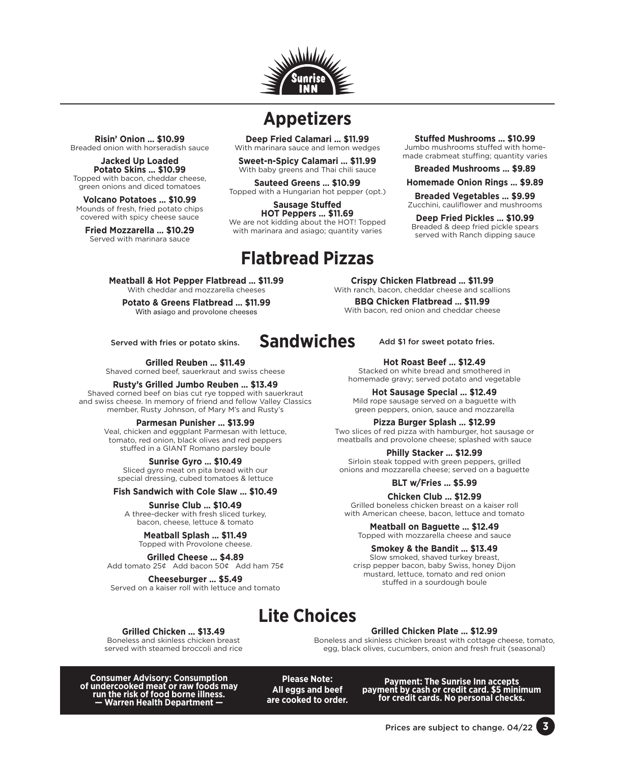Sunrise INN

## Appetizers

**Risin' Onion ... $10.99**
Breaded onion with horseradish sauce

**Jacked Up Loaded Potato Skins ... $10.99**
Topped with bacon, cheddar cheese, green onions and diced tomatoes

**Volcano Potatoes ... $10.99**
Mounds of fresh, fried potato chips covered with spicy cheese sauce

**Fried Mozzarella ... $10.29**
Served with marinara sauce

**Deep Fried Calamari ... $11.99**
With marinara sauce and lemon wedges

**Sweet-n-Spicy Calamari ... $11.99**
With baby greens and Thai chili sauce

**Sauteed Greens ... $10.99**
Topped with a Hungarian hot pepper (opt.)

**Sausage Stuffed HOT Peppers ... $11.69**
We are not kidding about the HOT! Topped with marinara and asiago; quantity varies

**Stuffed Mushrooms ... $10.99**
Jumbo mushrooms stuffed with homemade crabmeat stuffing; quantity varies

**Breaded Mushrooms ... $9.89**

**Homemade Onion Rings ... $9.89**

**Breaded Vegetables ... $9.99**
Zucchini, cauliflower and mushrooms

**Deep Fried Pickles ... $10.99**
Breaded & deep fried pickle spears served with Ranch dipping sauce

## Flatbread Pizzas

**Meatball & Hot Pepper Flatbread ... $11.99**
With cheddar and mozzarella cheeses

**Potato & Greens Flatbread ... $11.99**
With asiago and provolone cheeses

**Crispy Chicken Flatbread ... $11.99**
With ranch, bacon, cheddar cheese and scallions

**BBQ Chicken Flatbread ... $11.99**
With bacon, red onion and cheddar cheese

## Sandwiches

Served with fries or potato skins. Add $1 for sweet potato fries.

**Grilled Reuben ... $11.49**
Shaved corned beef, sauerkraut and swiss cheese

**Rusty's Grilled Jumbo Reuben ... $13.49**
Shaved corned beef on bias cut rye topped with sauerkraut and swiss cheese. In memory of friend and fellow Valley Classics member, Rusty Johnson, of Mary M's and Rusty's

**Parmesan Punisher ... $13.99**
Veal, chicken and eggplant Parmesan with lettuce, tomato, red onion, black olives and red peppers stuffed in a GIANT Romano parsley boule

**Sunrise Gyro ... $10.49**
Sliced gyro meat on pita bread with our special dressing, cubed tomatoes & lettuce

**Fish Sandwich with Cole Slaw ... $10.49**

**Sunrise Club ... $10.49**
A three-decker with fresh sliced turkey, bacon, cheese, lettuce & tomato

**Meatball Splash ... $11.49**
Topped with Provolone cheese.

**Grilled Cheese ... $4.89**
Add tomato 25¢ Add bacon 50¢ Add ham 75¢

**Cheeseburger ... $5.49**
Served on a kaiser roll with lettuce and tomato

**Hot Roast Beef ... $12.49**
Stacked on white bread and smothered in homemade gravy; served potato and vegetable

**Hot Sausage Special ... $12.49**
Mild rope sausage served on a baguette with green peppers, onion, sauce and mozzarella

**Pizza Burger Splash ... $12.99**
Two slices of red pizza with hamburger, hot sausage or meatballs and provolone cheese; splashed with sauce

**Philly Stacker ... $12.99**
Sirloin steak topped with green peppers, grilled onions and mozzarella cheese; served on a baguette

**BLT w/Fries ... $5.99**

**Chicken Club ... $12.99**
Grilled boneless chicken breast on a kaiser roll with American cheese, bacon, lettuce and tomato

**Meatball on Baguette ... $12.49**
Topped with mozzarella cheese and sauce

**Smokey & the Bandit ... $13.49**
Slow smoked, shaved turkey breast, crisp pepper bacon, baby Swiss, honey Dijon mustard, lettuce, tomato and red onion stuffed in a sourdough boule

## Lite Choices

**Grilled Chicken ... $13.49**
Boneless and skinless chicken breast served with steamed broccoli and rice

**Grilled Chicken Plate ... $12.99**
Boneless and skinless chicken breast with cottage cheese, tomato, egg, black olives, cucumbers, onion and fresh fruit (seasonal)

**Consumer Advisory: Consumption of undercooked meat or raw foods may run the risk of food borne illness. — Warren Health Department —**

**Please Note: All eggs and beef are cooked to order.**

**Payment: The Sunrise Inn accepts payment by cash or credit card. $5 minimum for credit cards. No personal checks.**

Prices are subject to change. 04/22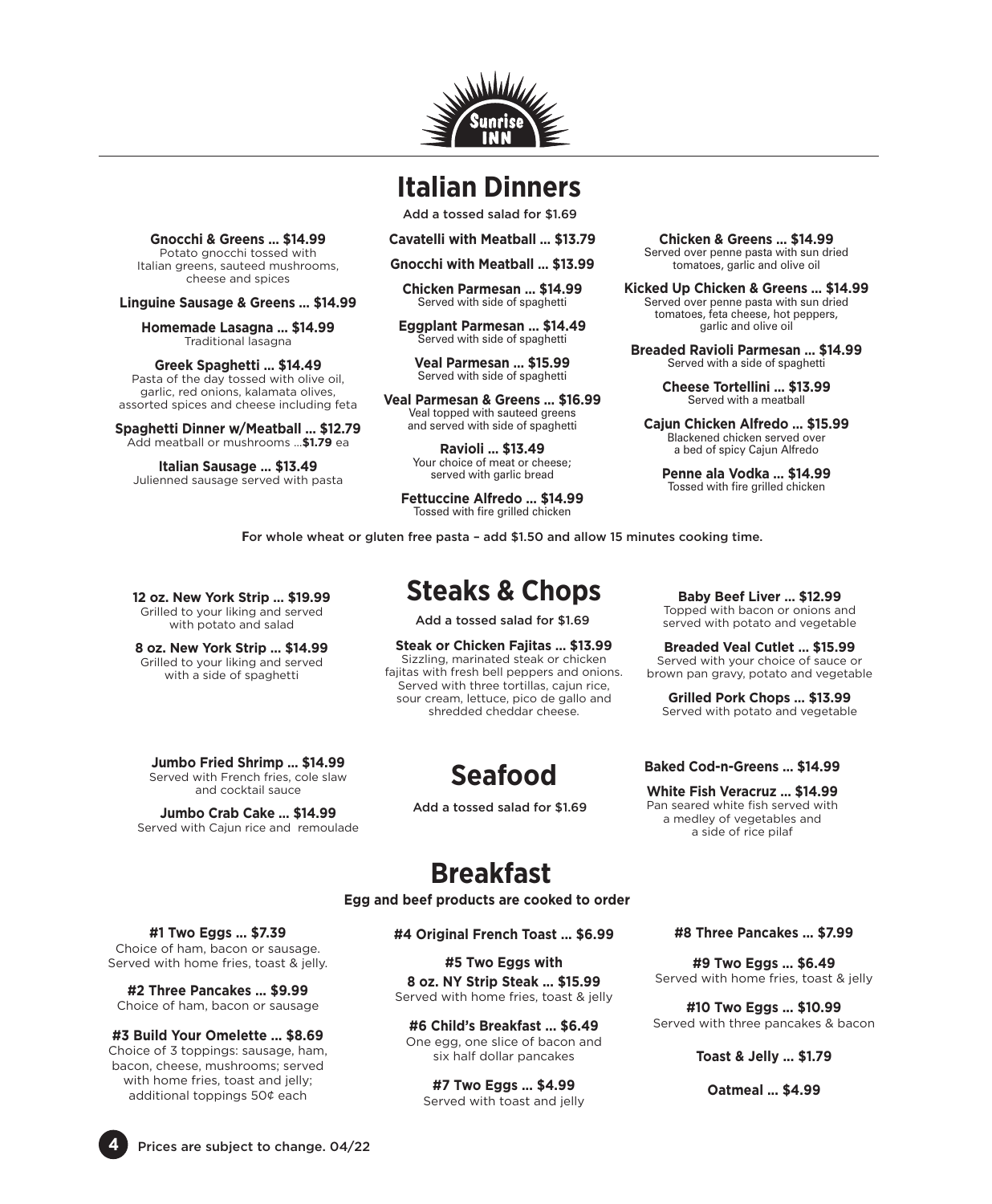Sunrise INN

# Italian Dinners

Add a tossed salad for $1.69

**Gnocchi & Greens ... $14.99**
Potato gnocchi tossed with Italian greens, sauteed mushrooms, cheese and spices

**Linguine Sausage & Greens ... $14.99**

**Homemade Lasagna ... $14.99**
Traditional lasagna

**Greek Spaghetti ... $14.49**
Pasta of the day tossed with olive oil, garlic, red onions, kalamata olives, assorted spices and cheese including feta

**Spaghetti Dinner w/Meatball ... $12.79**
Add meatball or mushrooms ...**$1.79** ea

**Italian Sausage ... $13.49**
Julienned sausage served with pasta

**Cavatelli with Meatball ... $13.79**

**Gnocchi with Meatball ... $13.99**

**Chicken Parmesan ... $14.99**
Served with side of spaghetti

**Eggplant Parmesan ... $14.49**
Served with side of spaghetti

**Veal Parmesan ... $15.99**
Served with side of spaghetti

**Veal Parmesan & Greens ... $16.99**
Veal topped with sauteed greens and served with side of spaghetti

**Ravioli ... $13.49**
Your choice of meat or cheese; served with garlic bread

**Fettuccine Alfredo ... $14.99**
Tossed with fire grilled chicken

**Chicken & Greens ... $14.99**
Served over penne pasta with sun dried tomatoes, garlic and olive oil

**Kicked Up Chicken & Greens ... $14.99**
Served over penne pasta with sun dried tomatoes, feta cheese, hot peppers, garlic and olive oil

**Breaded Ravioli Parmesan ... $14.99**
Served with a side of spaghetti

**Cheese Tortellini ... $13.99**
Served with a meatball

**Cajun Chicken Alfredo ... $15.99**
Blackened chicken served over a bed of spicy Cajun Alfredo

**Penne ala Vodka ... $14.99**
Tossed with fire grilled chicken

For whole wheat or gluten free pasta – add $1.50 and allow 15 minutes cooking time.

# Steaks & Chops

Add a tossed salad for $1.69

**12 oz. New York Strip ... $19.99**
Grilled to your liking and served with potato and salad

**8 oz. New York Strip ... $14.99**
Grilled to your liking and served with a side of spaghetti

**Steak or Chicken Fajitas ... $13.99**
Sizzling, marinated steak or chicken fajitas with fresh bell peppers and onions. Served with three tortillas, cajun rice, sour cream, lettuce, pico de gallo and shredded cheddar cheese.

**Baby Beef Liver ... $12.99**
Topped with bacon or onions and served with potato and vegetable

**Breaded Veal Cutlet ... $15.99**
Served with your choice of sauce or brown pan gravy, potato and vegetable

**Grilled Pork Chops ... $13.99**
Served with potato and vegetable

# Seafood

Add a tossed salad for $1.69

**Jumbo Fried Shrimp ... $14.99**
Served with French fries, cole slaw and cocktail sauce

**Jumbo Crab Cake ... $14.99**
Served with Cajun rice and remoulade

**Baked Cod-n-Greens ... $14.99**

**White Fish Veracruz ... $14.99**
Pan seared white fish served with a medley of vegetables and a side of rice pilaf

# Breakfast

**Egg and beef products are cooked to order**

**#1 Two Eggs ... $7.39**
Choice of ham, bacon or sausage. Served with home fries, toast & jelly.

**#2 Three Pancakes ... $9.99**
Choice of ham, bacon or sausage

**#3 Build Your Omelette ... $8.69**
Choice of 3 toppings: sausage, ham, bacon, cheese, mushrooms; served with home fries, toast and jelly; additional toppings 50¢ each

**#4 Original French Toast ... $6.99**

**#5 Two Eggs with 8 oz. NY Strip Steak ... $15.99**
Served with home fries, toast & jelly

**#6 Child's Breakfast ... $6.49**
One egg, one slice of bacon and six half dollar pancakes

**#7 Two Eggs ... $4.99**
Served with toast and jelly

**#8 Three Pancakes ... $7.99**

**#9 Two Eggs ... $6.49**
Served with home fries, toast & jelly

**#10 Two Eggs ... $10.99**
Served with three pancakes & bacon

**Toast & Jelly ... $1.79**

**Oatmeal ... $4.99**

Prices are subject to change. 04/22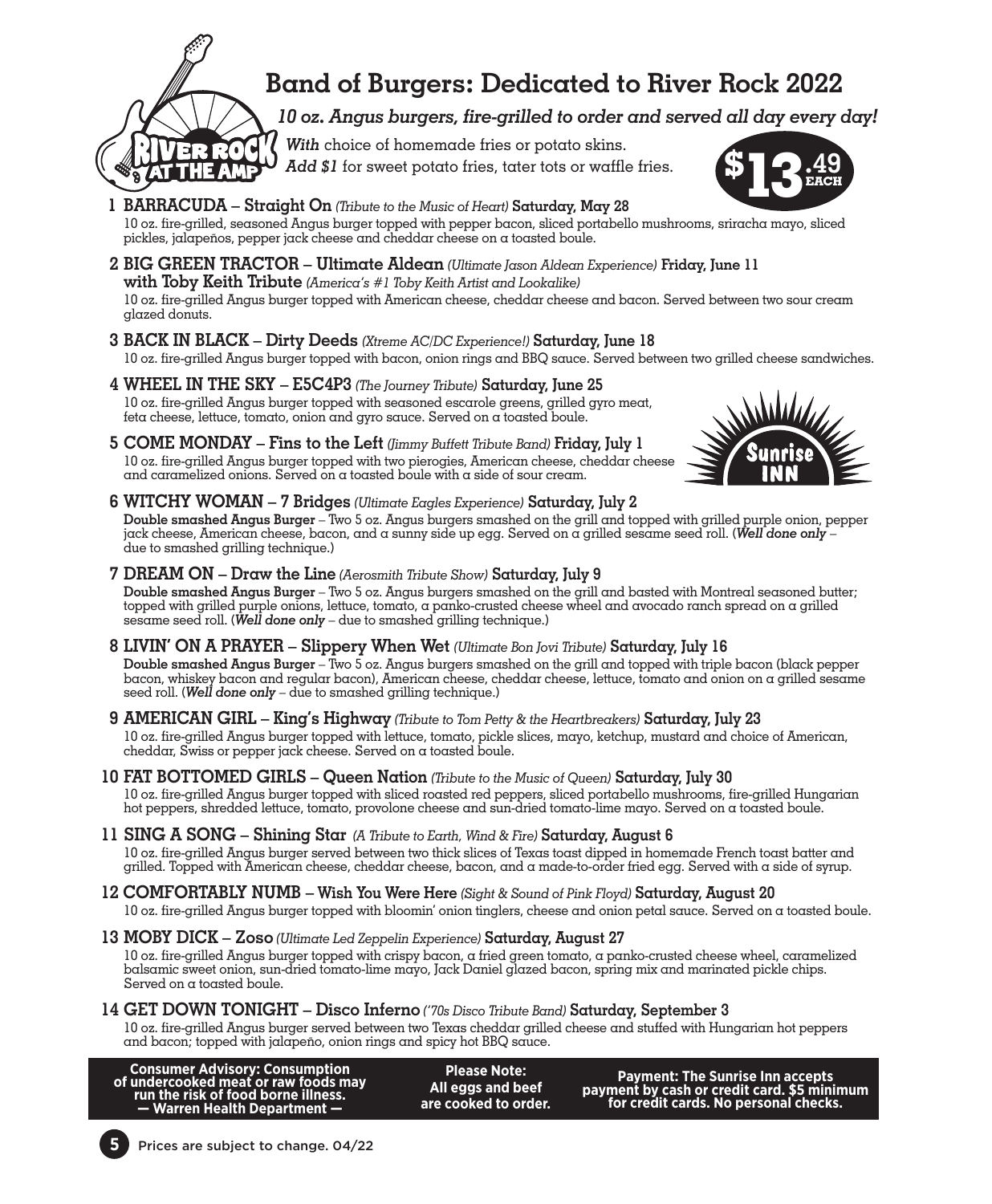# Band of Burgers: Dedicated to River Rock 2022

*10 oz. Angus burgers, fire-grilled to order and served all day every day!*

***With*** choice of homemade fries or potato skins.
***Add $1*** for sweet potato fries, tater tots or waffle fries.

**$13.49 EACH**

**1 BARRACUDA – Straight On** *(Tribute to the Music of Heart)* **Saturday, May 28**
10 oz. fire-grilled, seasoned Angus burger topped with pepper bacon, sliced portabello mushrooms, sriracha mayo, sliced pickles, jalapeños, pepper jack cheese and cheddar cheese on a toasted boule.

**2 BIG GREEN TRACTOR – Ultimate Aldean** *(Ultimate Jason Aldean Experience)* **Friday, June 11 with Toby Keith Tribute** *(America's #1 Toby Keith Artist and Lookalike)*
10 oz. fire-grilled Angus burger topped with American cheese, cheddar cheese and bacon. Served between two sour cream glazed donuts.

**3 BACK IN BLACK – Dirty Deeds** *(Xtreme AC/DC Experience!)* **Saturday, June 18**
10 oz. fire-grilled Angus burger topped with bacon, onion rings and BBQ sauce. Served between two grilled cheese sandwiches.

**4 WHEEL IN THE SKY – E5C4P3** *(The Journey Tribute)* **Saturday, June 25**
10 oz. fire-grilled Angus burger topped with seasoned escarole greens, grilled gyro meat, feta cheese, lettuce, tomato, onion and gyro sauce. Served on a toasted boule.

**5 COME MONDAY – Fins to the Left** *(Jimmy Buffett Tribute Band)* **Friday, July 1**
10 oz. fire-grilled Angus burger topped with two pierogies, American cheese, cheddar cheese and caramelized onions. Served on a toasted boule with a side of sour cream.

**6 WITCHY WOMAN – 7 Bridges** *(Ultimate Eagles Experience)* **Saturday, July 2**
**Double smashed Angus Burger** – Two 5 oz. Angus burgers smashed on the grill and topped with grilled purple onion, pepper jack cheese, American cheese, bacon, and a sunny side up egg. Served on a grilled sesame seed roll. (***Well done only*** – due to smashed grilling technique.)

**7 DREAM ON – Draw the Line** *(Aerosmith Tribute Show)* **Saturday, July 9**
**Double smashed Angus Burger** – Two 5 oz. Angus burgers smashed on the grill and basted with Montreal seasoned butter; topped with grilled purple onions, lettuce, tomato, a panko-crusted cheese wheel and avocado ranch spread on a grilled sesame seed roll. (***Well done only*** – due to smashed grilling technique.)

**8 LIVIN' ON A PRAYER – Slippery When Wet** *(Ultimate Bon Jovi Tribute)* **Saturday, July 16**
**Double smashed Angus Burger** – Two 5 oz. Angus burgers smashed on the grill and topped with triple bacon (black pepper bacon, whiskey bacon and regular bacon), American cheese, cheddar cheese, lettuce, tomato and onion on a grilled sesame seed roll. (***Well done only*** – due to smashed grilling technique.)

**9 AMERICAN GIRL – King's Highway** *(Tribute to Tom Petty & the Heartbreakers)* **Saturday, July 23**
10 oz. fire-grilled Angus burger topped with lettuce, tomato, pickle slices, mayo, ketchup, mustard and choice of American, cheddar, Swiss or pepper jack cheese. Served on a toasted boule.

**10 FAT BOTTOMED GIRLS – Queen Nation** *(Tribute to the Music of Queen)* **Saturday, July 30**
10 oz. fire-grilled Angus burger topped with sliced roasted red peppers, sliced portabello mushrooms, fire-grilled Hungarian hot peppers, shredded lettuce, tomato, provolone cheese and sun-dried tomato-lime mayo. Served on a toasted boule.

**11 SING A SONG – Shining Star** *(A Tribute to Earth, Wind & Fire)* **Saturday, August 6**
10 oz. fire-grilled Angus burger served between two thick slices of Texas toast dipped in homemade French toast batter and grilled. Topped with American cheese, cheddar cheese, bacon, and a made-to-order fried egg. Served with a side of syrup.

**12 COMFORTABLY NUMB – Wish You Were Here** *(Sight & Sound of Pink Floyd)* **Saturday, August 20**
10 oz. fire-grilled Angus burger topped with bloomin' onion tinglers, cheese and onion petal sauce. Served on a toasted boule.

**13 MOBY DICK – Zoso** *(Ultimate Led Zeppelin Experience)* **Saturday, August 27**
10 oz. fire-grilled Angus burger topped with crispy bacon, a fried green tomato, a panko-crusted cheese wheel, caramelized balsamic sweet onion, sun-dried tomato-lime mayo, Jack Daniel glazed bacon, spring mix and marinated pickle chips. Served on a toasted boule.

**14 GET DOWN TONIGHT – Disco Inferno** *('70s Disco Tribute Band)* **Saturday, September 3**
10 oz. fire-grilled Angus burger served between two Texas cheddar grilled cheese and stuffed with Hungarian hot peppers and bacon; topped with jalapeño, onion rings and spicy hot BBQ sauce.

**Consumer Advisory: Consumption of undercooked meat or raw foods may run the risk of food borne illness. — Warren Health Department —**

**Please Note: All eggs and beef are cooked to order.**

**Payment: The Sunrise Inn accepts payment by cash or credit card. $5 minimum for credit cards. No personal checks.**

Prices are subject to change. 04/22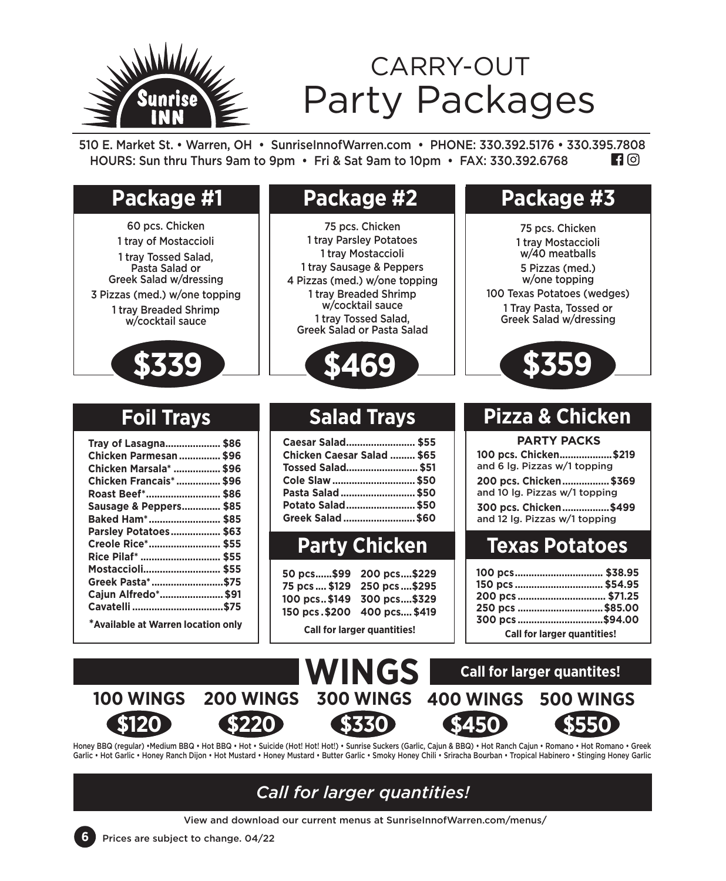Sunrise INN

# CARRY-OUT Party Packages

510 E. Market St. • Warren, OH • SunriseInnofWarren.com • PHONE: 330.392.5176 • 330.395.7808
HOURS: Sun thru Thurs 9am to 9pm • Fri & Sat 9am to 10pm • FAX: 330.392.6768

## Package #1

60 pcs. Chicken
1 tray of Mostaccioli
1 tray Tossed Salad, Pasta Salad or Greek Salad w/dressing
3 Pizzas (med.) w/one topping
1 tray Breaded Shrimp w/cocktail sauce

**$339**

## Package #2

75 pcs. Chicken
1 tray Parsley Potatoes
1 tray Mostaccioli
1 tray Sausage & Peppers
4 Pizzas (med.) w/one topping
1 tray Breaded Shrimp w/cocktail sauce
1 tray Tossed Salad, Greek Salad or Pasta Salad

**$469**

## Package #3

75 pcs. Chicken
1 tray Mostaccioli w/40 meatballs
5 Pizzas (med.) w/one topping
100 Texas Potatoes (wedges)
1 Tray Pasta, Tossed or Greek Salad w/dressing

**$359**

## Foil Trays

**Tray of Lasagna.................... $86**
**Chicken Parmesan............... $96**
**Chicken Marsala*................. $96**
**Chicken Francais*................ $96**
**Roast Beef*........................... $86**
**Sausage & Peppers.............. $85**
**Baked Ham*.......................... $85**
**Parsley Potatoes.................. $63**
**Creole Rice*.......................... $55**
**Rice Pilaf*............................. $55**
**Mostaccioli............................ $55**
**Greek Pasta*..........................$75**
**Cajun Alfredo*....................... $91**
**Cavatelli.................................$75**

***Available at Warren location only**

## Salad Trays

**Caesar Salad......................... $55**
**Chicken Caesar Salad......... $65**
**Tossed Salad.......................... $51**
**Cole Slaw.............................. $50**
**Pasta Salad........................... $50**
**Potato Salad.......................... $50**
**Greek Salad........................... $60**

## Party Chicken

**50 pcs......$99**
**75 pcs.... $129**
**100 pcs.. $149**
**150 pcs. $200**
**200 pcs....$229**
**250 pcs....$295**
**300 pcs....$329**
**400 pcs.... $419**

**Call for larger quantities!**

## Pizza & Chicken

**PARTY PACKS**

**100 pcs. Chicken...................$219**
and 6 lg. Pizzas w/1 topping

**200 pcs. Chicken.................$369**
and 10 lg. Pizzas w/1 topping

**300 pcs. Chicken.................$499**
and 12 lg. Pizzas w/1 topping

## Texas Potatoes

**100 pcs................................ $38.95**
**150 pcs................................ $54.95**
**200 pcs................................ $71.25**
**250 pcs................................ $85.00**
**300 pcs................................ $94.00**

**Call for larger quantities!**

## WINGS

**Call for larger quantites!**

| 100 WINGS | 200 WINGS | 300 WINGS | 400 WINGS | 500 WINGS |
|---|---|---|---|---|
| $120 | $220 | $330 | $450 | $550 |

Honey BBQ (regular) •Medium BBQ • Hot BBQ • Hot • Suicide (Hot! Hot! Hot!) • Sunrise Suckers (Garlic, Cajun & BBQ) • Hot Ranch Cajun • Romano • Hot Romano • Greek Garlic • Hot Garlic • Honey Ranch Dijon • Hot Mustard • Honey Mustard • Butter Garlic • Smoky Honey Chili • Sriracha Bourban • Tropical Habinero • Stinging Honey Garlic

*Call for larger quantities!*

View and download our current menus at SunriseInnofWarren.com/menus/

Prices are subject to change. 04/22